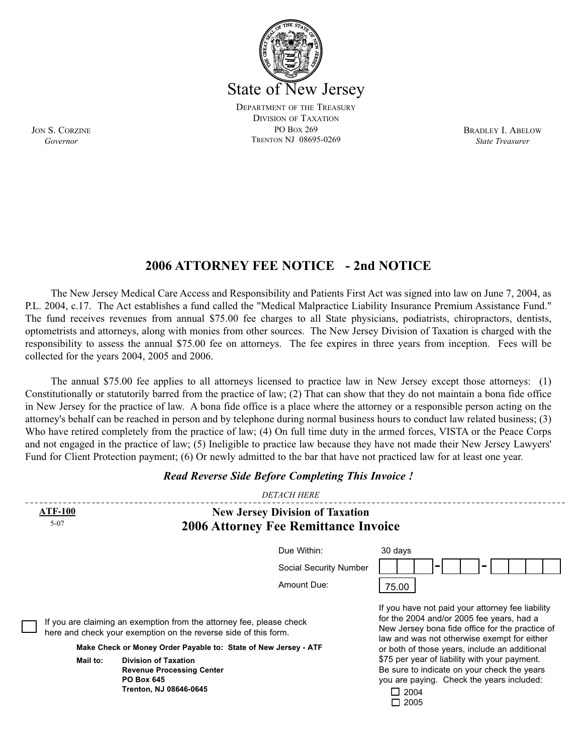# State of New Jersey

DEPARTMENT OF THE TREASURY
DIVISION OF TAXATION
PO BOX 269
TRENTON NJ 08695-0269

JON S. CORZINE
*Governor*

BRADLEY I. ABELOW
*State Treasurer*

## 2006 ATTORNEY FEE NOTICE - 2nd NOTICE

The New Jersey Medical Care Access and Responsibility and Patients First Act was signed into law on June 7, 2004, as P.L. 2004, c.17. The Act establishes a fund called the "Medical Malpractice Liability Insurance Premium Assistance Fund." The fund receives revenues from annual $75.00 fee charges to all State physicians, podiatrists, chiropractors, dentists, optometrists and attorneys, along with monies from other sources. The New Jersey Division of Taxation is charged with the responsibility to assess the annual $75.00 fee on attorneys. The fee expires in three years from inception. Fees will be collected for the years 2004, 2005 and 2006.

The annual $75.00 fee applies to all attorneys licensed to practice law in New Jersey except those attorneys: (1) Constitutionally or statutorily barred from the practice of law; (2) That can show that they do not maintain a bona fide office in New Jersey for the practice of law. A bona fide office is a place where the attorney or a responsible person acting on the attorney's behalf can be reached in person and by telephone during normal business hours to conduct law related business; (3) Who have retired completely from the practice of law; (4) On full time duty in the armed forces, VISTA or the Peace Corps and not engaged in the practice of law; (5) Ineligible to practice law because they have not made their New Jersey Lawyers' Fund for Client Protection payment; (6) Or newly admitted to the bar that have not practiced law for at least one year.

***Read Reverse Side Before Completing This Invoice !***

*DETACH HERE*

---

**ATF-100**
5-07

### New Jersey Division of Taxation
### 2006 Attorney Fee Remittance Invoice

Due Within: 30 days

Social Security Number: ___ - ___ - ____

Amount Due: 75.00

☐ If you are claiming an exemption from the attorney fee, please check here and check your exemption on the reverse side of this form.

**Make Check or Money Order Payable to: State of New Jersey - ATF**

**Mail to:** **Division of Taxation**
**Revenue Processing Center**
**PO Box 645**
**Trenton, NJ 08646-0645**

If you have not paid your attorney fee liability for the 2004 and/or 2005 fee years, had a New Jersey bona fide office for the practice of law and was not otherwise exempt for either or both of those years, include an additional $75 per year of liability with your payment. Be sure to indicate on your check the years you are paying. Check the years included:

☐ 2004
☐ 2005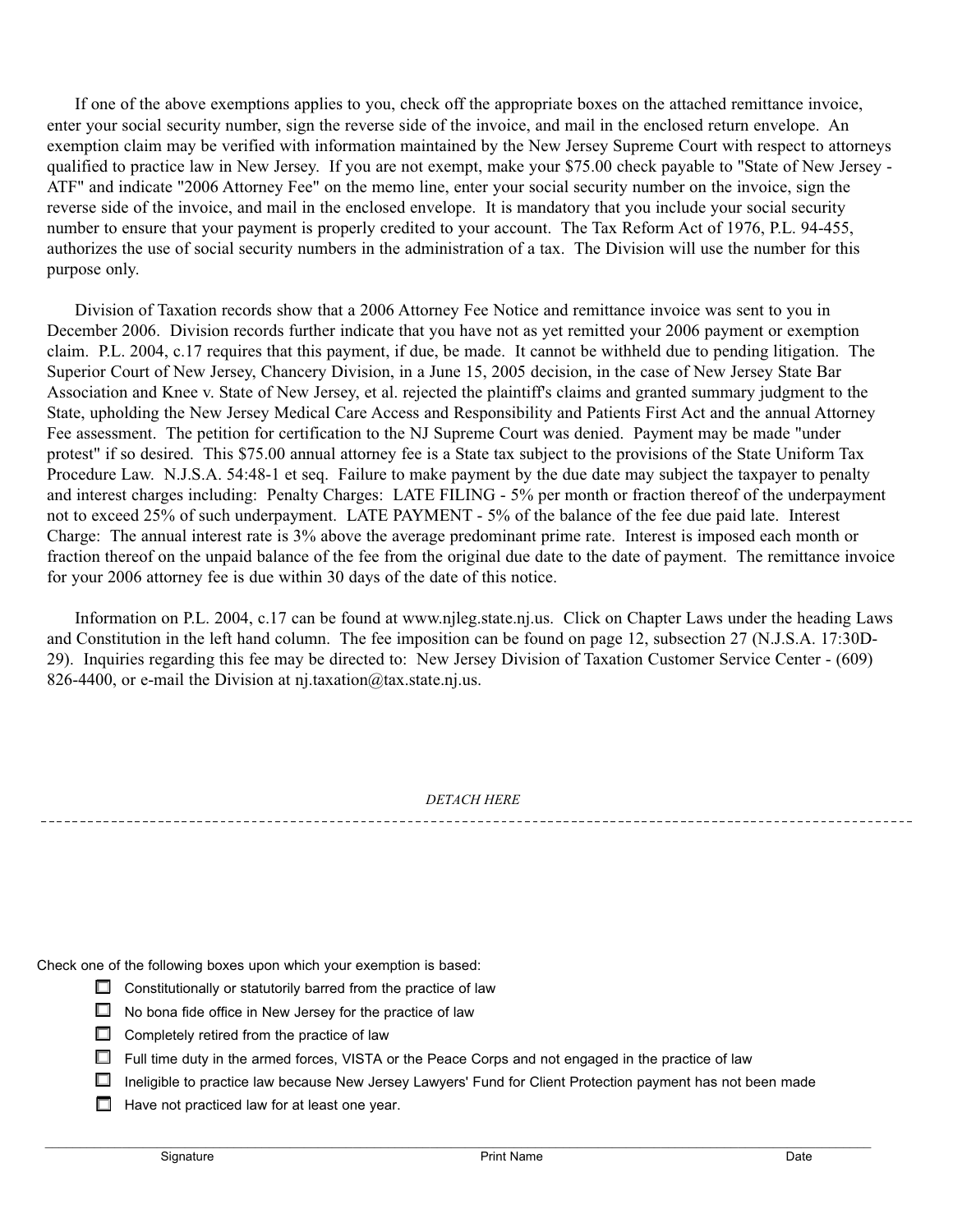If one of the above exemptions applies to you, check off the appropriate boxes on the attached remittance invoice, enter your social security number, sign the reverse side of the invoice, and mail in the enclosed return envelope. An exemption claim may be verified with information maintained by the New Jersey Supreme Court with respect to attorneys qualified to practice law in New Jersey. If you are not exempt, make your $75.00 check payable to "State of New Jersey - ATF" and indicate "2006 Attorney Fee" on the memo line, enter your social security number on the invoice, sign the reverse side of the invoice, and mail in the enclosed envelope. It is mandatory that you include your social security number to ensure that your payment is properly credited to your account. The Tax Reform Act of 1976, P.L. 94-455, authorizes the use of social security numbers in the administration of a tax. The Division will use the number for this purpose only.

Division of Taxation records show that a 2006 Attorney Fee Notice and remittance invoice was sent to you in December 2006. Division records further indicate that you have not as yet remitted your 2006 payment or exemption claim. P.L. 2004, c.17 requires that this payment, if due, be made. It cannot be withheld due to pending litigation. The Superior Court of New Jersey, Chancery Division, in a June 15, 2005 decision, in the case of New Jersey State Bar Association and Knee v. State of New Jersey, et al. rejected the plaintiff's claims and granted summary judgment to the State, upholding the New Jersey Medical Care Access and Responsibility and Patients First Act and the annual Attorney Fee assessment. The petition for certification to the NJ Supreme Court was denied. Payment may be made "under protest" if so desired. This $75.00 annual attorney fee is a State tax subject to the provisions of the State Uniform Tax Procedure Law. N.J.S.A. 54:48-1 et seq. Failure to make payment by the due date may subject the taxpayer to penalty and interest charges including: Penalty Charges: LATE FILING - 5% per month or fraction thereof of the underpayment not to exceed 25% of such underpayment. LATE PAYMENT - 5% of the balance of the fee due paid late. Interest Charge: The annual interest rate is 3% above the average predominant prime rate. Interest is imposed each month or fraction thereof on the unpaid balance of the fee from the original due date to the date of payment. The remittance invoice for your 2006 attorney fee is due within 30 days of the date of this notice.

Information on P.L. 2004, c.17 can be found at www.njleg.state.nj.us. Click on Chapter Laws under the heading Laws and Constitution in the left hand column. The fee imposition can be found on page 12, subsection 27 (N.J.S.A. 17:30D-29). Inquiries regarding this fee may be directed to: New Jersey Division of Taxation Customer Service Center - (609) 826-4400, or e-mail the Division at nj.taxation@tax.state.nj.us.

*DETACH HERE*

---

Check one of the following boxes upon which your exemption is based:

- ☐ Constitutionally or statutorily barred from the practice of law
- ☐ No bona fide office in New Jersey for the practice of law
- ☐ Completely retired from the practice of law
- ☐ Full time duty in the armed forces, VISTA or the Peace Corps and not engaged in the practice of law
- ☐ Ineligible to practice law because New Jersey Lawyers' Fund for Client Protection payment has not been made
- ☐ Have not practiced law for at least one year.

Signature Print Name Date